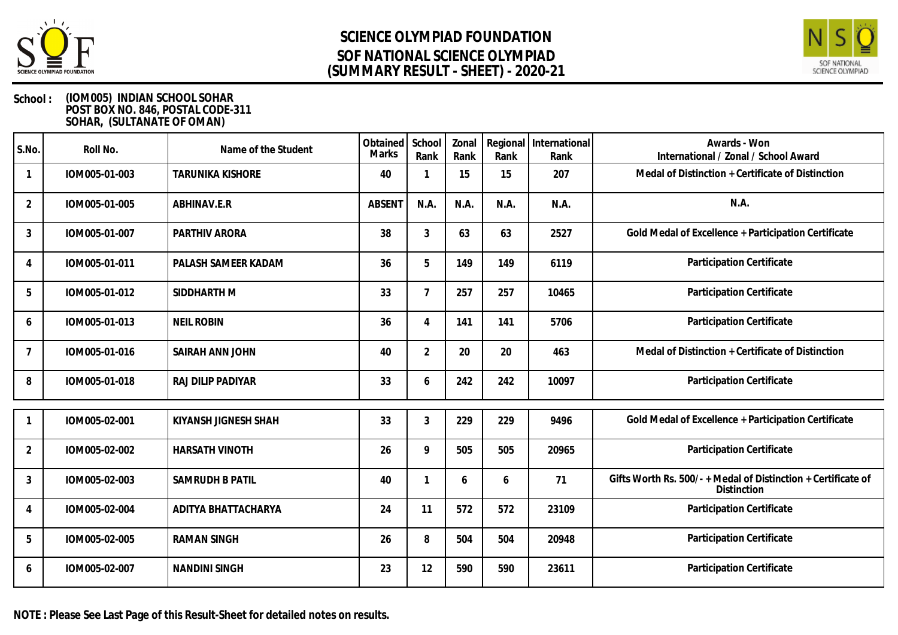# SCIENCE OLYMPIAD FOUNDATION
## SOF NATIONAL SCIENCE OLYMPIAD
## (SUMMARY RESULT - SHEET) - 2020-21

**School :** **(IOM005) INDIAN SCHOOL SOHAR**
**POST BOX NO. 846, POSTAL CODE-311**
**SOHAR, (SULTANATE OF OMAN)**

| S.No. | Roll No. | Name of the Student | Obtained Marks | School Rank | Zonal Rank | Regional Rank | International Rank | Awards - Won International / Zonal / School Award |
|---|---|---|---|---|---|---|---|---|
| 1 | IOM005-01-003 | TARUNIKA KISHORE | 40 | 1 | 15 | 15 | 207 | Medal of Distinction + Certificate of Distinction |
| 2 | IOM005-01-005 | ABHINAV.E.R | ABSENT | N.A. | N.A. | N.A. | N.A. | N.A. |
| 3 | IOM005-01-007 | PARTHIV ARORA | 38 | 3 | 63 | 63 | 2527 | Gold Medal of Excellence + Participation Certificate |
| 4 | IOM005-01-011 | PALASH SAMEER KADAM | 36 | 5 | 149 | 149 | 6119 | Participation Certificate |
| 5 | IOM005-01-012 | SIDDHARTH M | 33 | 7 | 257 | 257 | 10465 | Participation Certificate |
| 6 | IOM005-01-013 | NEIL ROBIN | 36 | 4 | 141 | 141 | 5706 | Participation Certificate |
| 7 | IOM005-01-016 | SAIRAH ANN JOHN | 40 | 2 | 20 | 20 | 463 | Medal of Distinction + Certificate of Distinction |
| 8 | IOM005-01-018 | RAJ DILIP PADIYAR | 33 | 6 | 242 | 242 | 10097 | Participation Certificate |
| 1 | IOM005-02-001 | KIYANSH JIGNESH SHAH | 33 | 3 | 229 | 229 | 9496 | Gold Medal of Excellence + Participation Certificate |
| 2 | IOM005-02-002 | HARSATH VINOTH | 26 | 9 | 505 | 505 | 20965 | Participation Certificate |
| 3 | IOM005-02-003 | SAMRUDH B PATIL | 40 | 1 | 6 | 6 | 71 | Gifts Worth Rs. 500/- + Medal of Distinction + Certificate of Distinction |
| 4 | IOM005-02-004 | ADITYA BHATTACHARYA | 24 | 11 | 572 | 572 | 23109 | Participation Certificate |
| 5 | IOM005-02-005 | RAMAN SINGH | 26 | 8 | 504 | 504 | 20948 | Participation Certificate |
| 6 | IOM005-02-007 | NANDINI SINGH | 23 | 12 | 590 | 590 | 23611 | Participation Certificate |

**NOTE : Please See Last Page of this Result-Sheet for detailed notes on results.**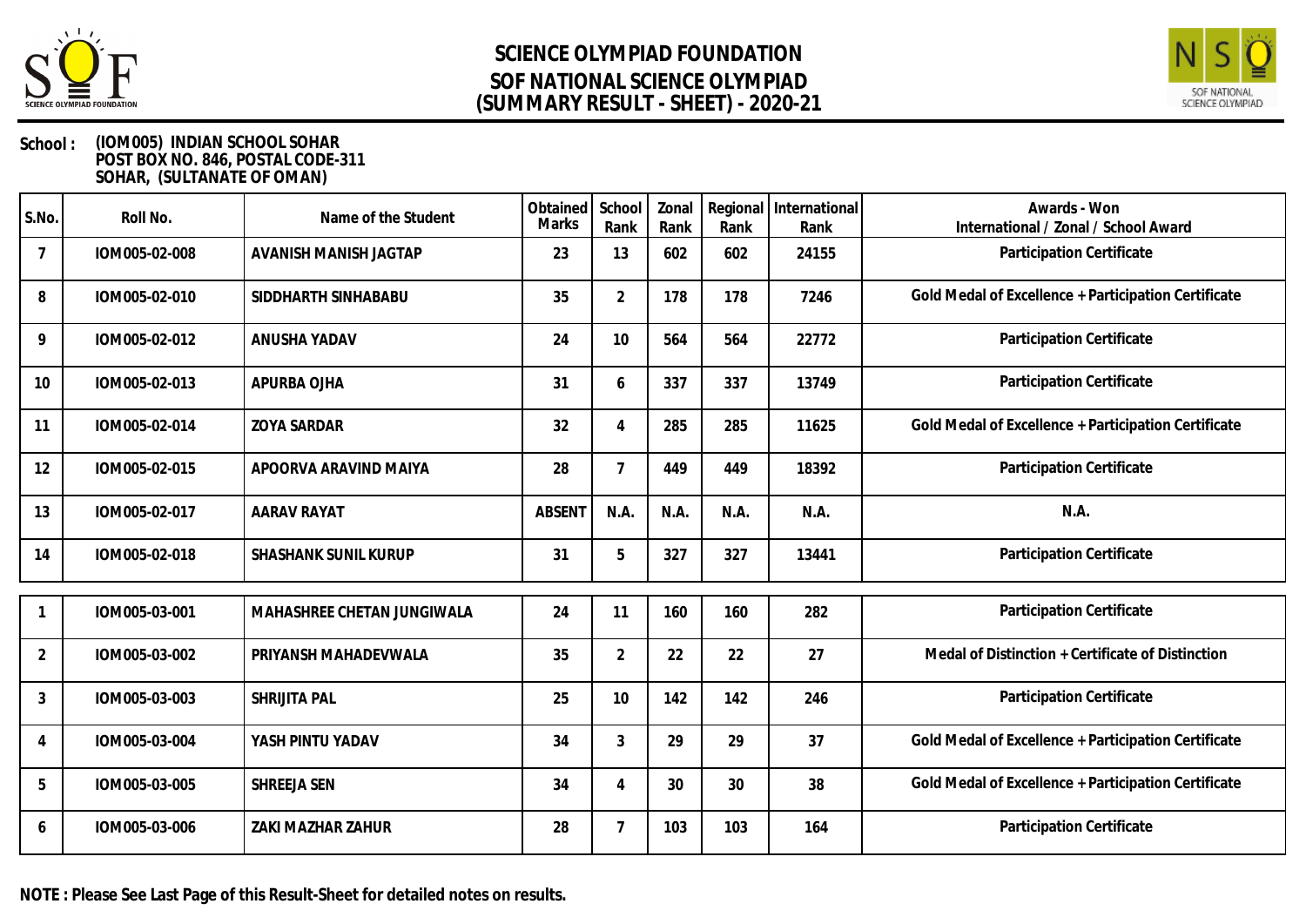# SCIENCE OLYMPIAD FOUNDATION
# SOF NATIONAL SCIENCE OLYMPIAD
# (SUMMARY RESULT - SHEET) - 2020-21

**School :** (IOM005) INDIAN SCHOOL SOHAR
POST BOX NO. 846, POSTAL CODE-311
SOHAR, (SULTANATE OF OMAN)

| S.No. | Roll No. | Name of the Student | Obtained Marks | School Rank | Zonal Rank | Regional Rank | International Rank | Awards - Won International / Zonal / School Award |
|---|---|---|---|---|---|---|---|---|
| 7 | IOM005-02-008 | AVANISH MANISH JAGTAP | 23 | 13 | 602 | 602 | 24155 | Participation Certificate |
| 8 | IOM005-02-010 | SIDDHARTH SINHABABU | 35 | 2 | 178 | 178 | 7246 | Gold Medal of Excellence + Participation Certificate |
| 9 | IOM005-02-012 | ANUSHA YADAV | 24 | 10 | 564 | 564 | 22772 | Participation Certificate |
| 10 | IOM005-02-013 | APURBA OJHA | 31 | 6 | 337 | 337 | 13749 | Participation Certificate |
| 11 | IOM005-02-014 | ZOYA SARDAR | 32 | 4 | 285 | 285 | 11625 | Gold Medal of Excellence + Participation Certificate |
| 12 | IOM005-02-015 | APOORVA ARAVIND MAIYA | 28 | 7 | 449 | 449 | 18392 | Participation Certificate |
| 13 | IOM005-02-017 | AARAV RAYAT | ABSENT | N.A. | N.A. | N.A. | N.A. | N.A. |
| 14 | IOM005-02-018 | SHASHANK SUNIL KURUP | 31 | 5 | 327 | 327 | 13441 | Participation Certificate |
| 1 | IOM005-03-001 | MAHASHREE CHETAN JUNGIWALA | 24 | 11 | 160 | 160 | 282 | Participation Certificate |
| 2 | IOM005-03-002 | PRIYANSH MAHADEVWALA | 35 | 2 | 22 | 22 | 27 | Medal of Distinction + Certificate of Distinction |
| 3 | IOM005-03-003 | SHRIJITA PAL | 25 | 10 | 142 | 142 | 246 | Participation Certificate |
| 4 | IOM005-03-004 | YASH PINTU YADAV | 34 | 3 | 29 | 29 | 37 | Gold Medal of Excellence + Participation Certificate |
| 5 | IOM005-03-005 | SHREEJA SEN | 34 | 4 | 30 | 30 | 38 | Gold Medal of Excellence + Participation Certificate |
| 6 | IOM005-03-006 | ZAKI MAZHAR ZAHUR | 28 | 7 | 103 | 103 | 164 | Participation Certificate |

**NOTE : Please See Last Page of this Result-Sheet for detailed notes on results.**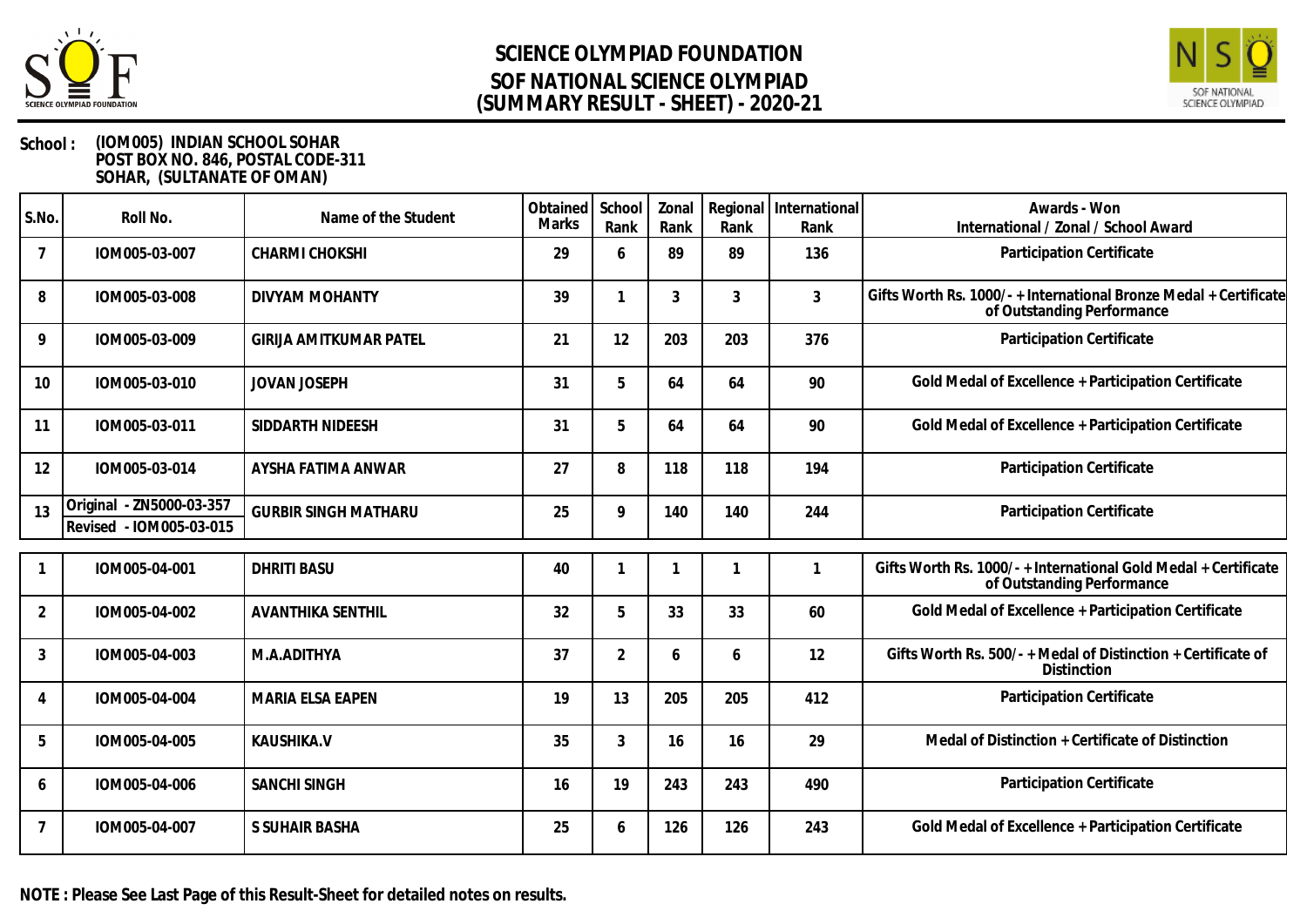# SCIENCE OLYMPIAD FOUNDATION
## SOF NATIONAL SCIENCE OLYMPIAD
## (SUMMARY RESULT - SHEET) - 2020-21

**School :** (IOM005) INDIAN SCHOOL SOHAR
POST BOX NO. 846, POSTAL CODE-311
SOHAR, (SULTANATE OF OMAN)

| S.No. | Roll No. | Name of the Student | Obtained Marks | School Rank | Zonal Rank | Regional Rank | International Rank | Awards - Won International / Zonal / School Award |
|---|---|---|---|---|---|---|---|---|
| 7 | IOM005-03-007 | CHARMI CHOKSHI | 29 | 6 | 89 | 89 | 136 | Participation Certificate |
| 8 | IOM005-03-008 | DIVYAM MOHANTY | 39 | 1 | 3 | 3 | 3 | Gifts Worth Rs. 1000/- + International Bronze Medal + Certificate of Outstanding Performance |
| 9 | IOM005-03-009 | GIRIJA AMITKUMAR PATEL | 21 | 12 | 203 | 203 | 376 | Participation Certificate |
| 10 | IOM005-03-010 | JOVAN JOSEPH | 31 | 5 | 64 | 64 | 90 | Gold Medal of Excellence + Participation Certificate |
| 11 | IOM005-03-011 | SIDDARTH NIDEESH | 31 | 5 | 64 | 64 | 90 | Gold Medal of Excellence + Participation Certificate |
| 12 | IOM005-03-014 | AYSHA FATIMA ANWAR | 27 | 8 | 118 | 118 | 194 | Participation Certificate |
| 13 | Original - ZN5000-03-357 Revised - IOM005-03-015 | GURBIR SINGH MATHARU | 25 | 9 | 140 | 140 | 244 | Participation Certificate |

| S.No. | Roll No. | Name of the Student | Obtained Marks | School Rank | Zonal Rank | Regional Rank | International Rank | Awards - Won International / Zonal / School Award |
|---|---|---|---|---|---|---|---|---|
| 1 | IOM005-04-001 | DHRITI BASU | 40 | 1 | 1 | 1 | 1 | Gifts Worth Rs. 1000/- + International Gold Medal + Certificate of Outstanding Performance |
| 2 | IOM005-04-002 | AVANTHIKA SENTHIL | 32 | 5 | 33 | 33 | 60 | Gold Medal of Excellence + Participation Certificate |
| 3 | IOM005-04-003 | M.A.ADITHYA | 37 | 2 | 6 | 6 | 12 | Gifts Worth Rs. 500/- + Medal of Distinction + Certificate of Distinction |
| 4 | IOM005-04-004 | MARIA ELSA EAPEN | 19 | 13 | 205 | 205 | 412 | Participation Certificate |
| 5 | IOM005-04-005 | KAUSHIKA.V | 35 | 3 | 16 | 16 | 29 | Medal of Distinction + Certificate of Distinction |
| 6 | IOM005-04-006 | SANCHI SINGH | 16 | 19 | 243 | 243 | 490 | Participation Certificate |
| 7 | IOM005-04-007 | S SUHAIR BASHA | 25 | 6 | 126 | 126 | 243 | Gold Medal of Excellence + Participation Certificate |

**NOTE : Please See Last Page of this Result-Sheet for detailed notes on results.**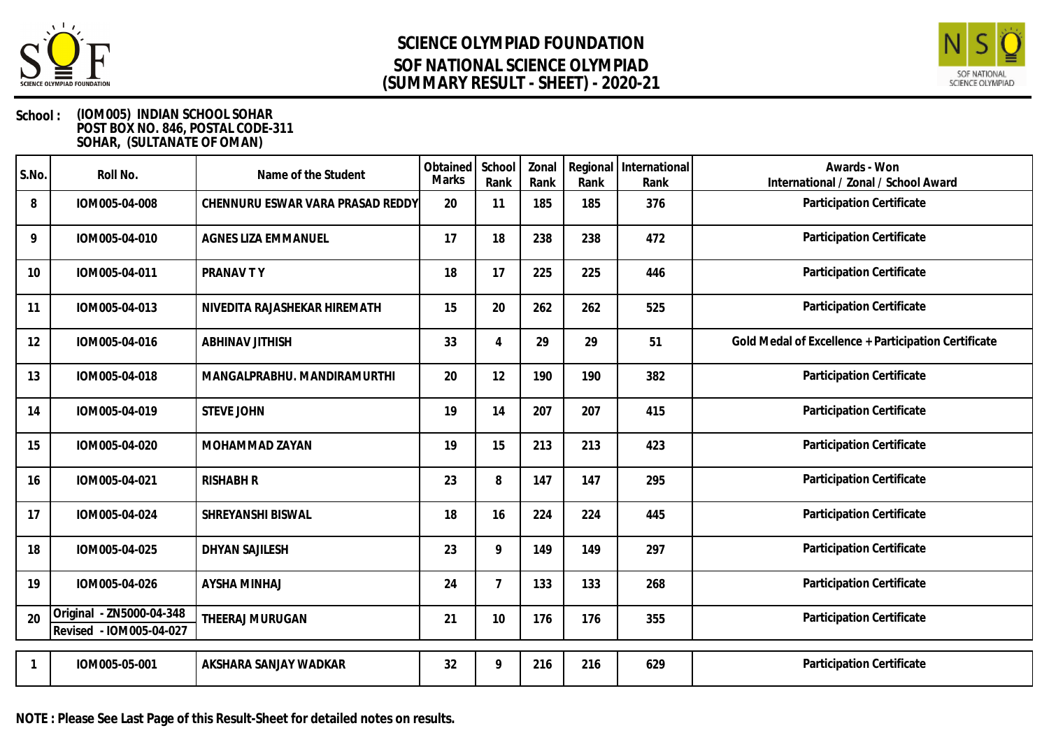# SCIENCE OLYMPIAD FOUNDATION
## SOF NATIONAL SCIENCE OLYMPIAD
## (SUMMARY RESULT - SHEET) - 2020-21

**School :** (IOM005) INDIAN SCHOOL SOHAR
POST BOX NO. 846, POSTAL CODE-311
SOHAR, (SULTANATE OF OMAN)

| S.No. | Roll No. | Name of the Student | Obtained Marks | School Rank | Zonal Rank | Regional Rank | International Rank | Awards - Won International / Zonal / School Award |
|---|---|---|---|---|---|---|---|---|
| 8 | IOM005-04-008 | CHENNURU ESWAR VARA PRASAD REDDY | 20 | 11 | 185 | 185 | 376 | Participation Certificate |
| 9 | IOM005-04-010 | AGNES LIZA EMMANUEL | 17 | 18 | 238 | 238 | 472 | Participation Certificate |
| 10 | IOM005-04-011 | PRANAV T Y | 18 | 17 | 225 | 225 | 446 | Participation Certificate |
| 11 | IOM005-04-013 | NIVEDITA RAJASHEKAR HIREMATH | 15 | 20 | 262 | 262 | 525 | Participation Certificate |
| 12 | IOM005-04-016 | ABHINAV JITHISH | 33 | 4 | 29 | 29 | 51 | Gold Medal of Excellence + Participation Certificate |
| 13 | IOM005-04-018 | MANGALPRABHU. MANDIRAMURTHI | 20 | 12 | 190 | 190 | 382 | Participation Certificate |
| 14 | IOM005-04-019 | STEVE JOHN | 19 | 14 | 207 | 207 | 415 | Participation Certificate |
| 15 | IOM005-04-020 | MOHAMMAD ZAYAN | 19 | 15 | 213 | 213 | 423 | Participation Certificate |
| 16 | IOM005-04-021 | RISHABH R | 23 | 8 | 147 | 147 | 295 | Participation Certificate |
| 17 | IOM005-04-024 | SHREYANSHI BISWAL | 18 | 16 | 224 | 224 | 445 | Participation Certificate |
| 18 | IOM005-04-025 | DHYAN SAJILESH | 23 | 9 | 149 | 149 | 297 | Participation Certificate |
| 19 | IOM005-04-026 | AYSHA MINHAJ | 24 | 7 | 133 | 133 | 268 | Participation Certificate |
| 20 | Original - ZN5000-04-348 Revised - IOM005-04-027 | THEERAJ MURUGAN | 21 | 10 | 176 | 176 | 355 | Participation Certificate |
| 1 | IOM005-05-001 | AKSHARA SANJAY WADKAR | 32 | 9 | 216 | 216 | 629 | Participation Certificate |

**NOTE : Please See Last Page of this Result-Sheet for detailed notes on results.**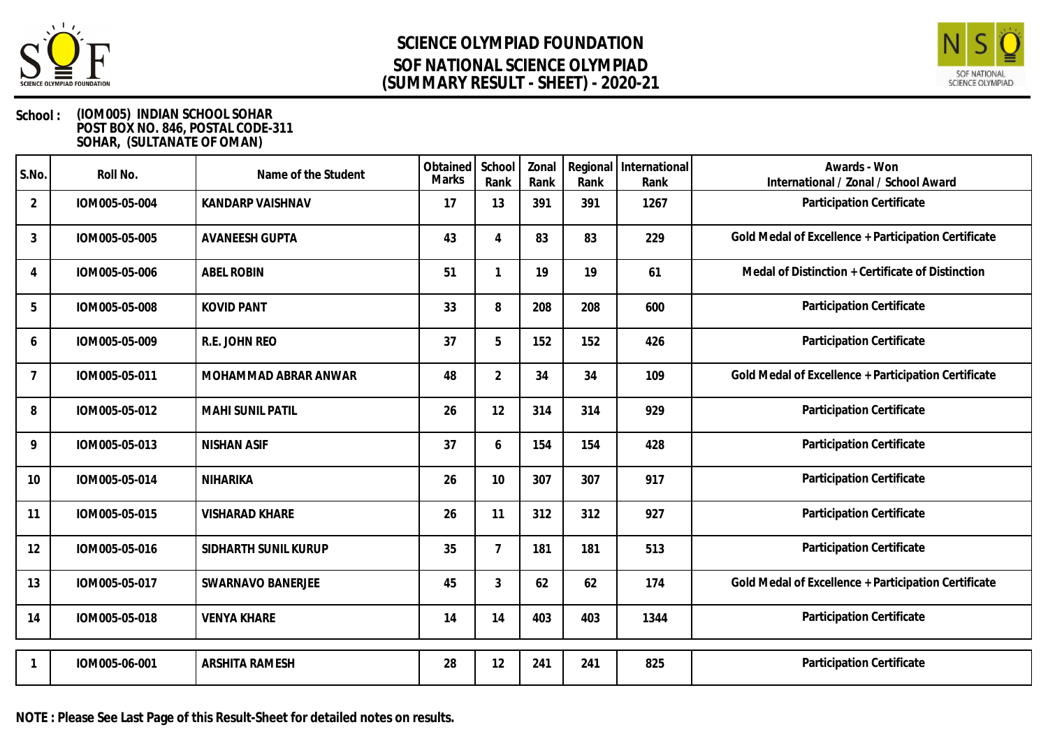# SCIENCE OLYMPIAD FOUNDATION
## SOF NATIONAL SCIENCE OLYMPIAD
## (SUMMARY RESULT - SHEET) - 2020-21

**School :** **(IOM005) INDIAN SCHOOL SOHAR**
**POST BOX NO. 846, POSTAL CODE-311**
**SOHAR, (SULTANATE OF OMAN)**

| S.No. | Roll No. | Name of the Student | Obtained Marks | School Rank | Zonal Rank | Regional Rank | International Rank | Awards - Won International / Zonal / School Award |
|---|---|---|---|---|---|---|---|---|
| 2 | IOM005-05-004 | KANDARP VAISHNAV | 17 | 13 | 391 | 391 | 1267 | Participation Certificate |
| 3 | IOM005-05-005 | AVANEESH GUPTA | 43 | 4 | 83 | 83 | 229 | Gold Medal of Excellence + Participation Certificate |
| 4 | IOM005-05-006 | ABEL ROBIN | 51 | 1 | 19 | 19 | 61 | Medal of Distinction + Certificate of Distinction |
| 5 | IOM005-05-008 | KOVID PANT | 33 | 8 | 208 | 208 | 600 | Participation Certificate |
| 6 | IOM005-05-009 | R.E. JOHN REO | 37 | 5 | 152 | 152 | 426 | Participation Certificate |
| 7 | IOM005-05-011 | MOHAMMAD ABRAR ANWAR | 48 | 2 | 34 | 34 | 109 | Gold Medal of Excellence + Participation Certificate |
| 8 | IOM005-05-012 | MAHI SUNIL PATIL | 26 | 12 | 314 | 314 | 929 | Participation Certificate |
| 9 | IOM005-05-013 | NISHAN ASIF | 37 | 6 | 154 | 154 | 428 | Participation Certificate |
| 10 | IOM005-05-014 | NIHARIKA | 26 | 10 | 307 | 307 | 917 | Participation Certificate |
| 11 | IOM005-05-015 | VISHARAD KHARE | 26 | 11 | 312 | 312 | 927 | Participation Certificate |
| 12 | IOM005-05-016 | SIDHARTH SUNIL KURUP | 35 | 7 | 181 | 181 | 513 | Participation Certificate |
| 13 | IOM005-05-017 | SWARNAVO BANERJEE | 45 | 3 | 62 | 62 | 174 | Gold Medal of Excellence + Participation Certificate |
| 14 | IOM005-05-018 | VENYA KHARE | 14 | 14 | 403 | 403 | 1344 | Participation Certificate |

| S.No. | Roll No. | Name of the Student | Obtained Marks | School Rank | Zonal Rank | Regional Rank | International Rank | Awards - Won International / Zonal / School Award |
|---|---|---|---|---|---|---|---|---|
| 1 | IOM005-06-001 | ARSHITA RAMESH | 28 | 12 | 241 | 241 | 825 | Participation Certificate |

**NOTE : Please See Last Page of this Result-Sheet for detailed notes on results.**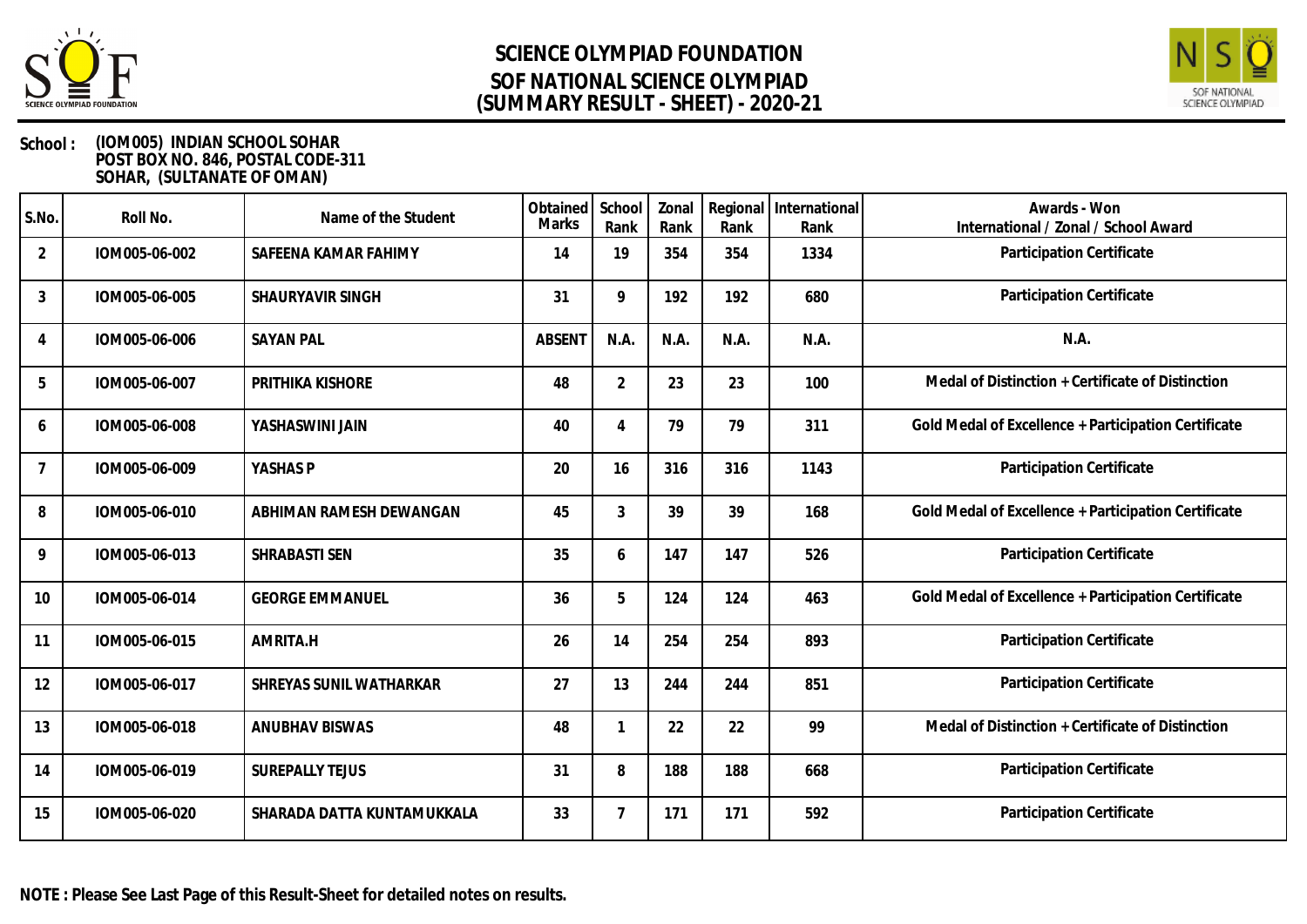# SCIENCE OLYMPIAD FOUNDATION
## SOF NATIONAL SCIENCE OLYMPIAD
## (SUMMARY RESULT - SHEET) - 2020-21

**School :** (IOM005) INDIAN SCHOOL SOHAR
POST BOX NO. 846, POSTAL CODE-311
SOHAR, (SULTANATE OF OMAN)

| S.No. | Roll No. | Name of the Student | Obtained Marks | School Rank | Zonal Rank | Regional Rank | International Rank | Awards - Won International / Zonal / School Award |
|---|---|---|---|---|---|---|---|---|
| 2 | IOM005-06-002 | SAFEENA KAMAR FAHIMY | 14 | 19 | 354 | 354 | 1334 | Participation Certificate |
| 3 | IOM005-06-005 | SHAURYAVIR SINGH | 31 | 9 | 192 | 192 | 680 | Participation Certificate |
| 4 | IOM005-06-006 | SAYAN PAL | ABSENT | N.A. | N.A. | N.A. | N.A. | N.A. |
| 5 | IOM005-06-007 | PRITHIKA KISHORE | 48 | 2 | 23 | 23 | 100 | Medal of Distinction + Certificate of Distinction |
| 6 | IOM005-06-008 | YASHASWINI JAIN | 40 | 4 | 79 | 79 | 311 | Gold Medal of Excellence + Participation Certificate |
| 7 | IOM005-06-009 | YASHAS P | 20 | 16 | 316 | 316 | 1143 | Participation Certificate |
| 8 | IOM005-06-010 | ABHIMAN RAMESH DEWANGAN | 45 | 3 | 39 | 39 | 168 | Gold Medal of Excellence + Participation Certificate |
| 9 | IOM005-06-013 | SHRABASTI SEN | 35 | 6 | 147 | 147 | 526 | Participation Certificate |
| 10 | IOM005-06-014 | GEORGE EMMANUEL | 36 | 5 | 124 | 124 | 463 | Gold Medal of Excellence + Participation Certificate |
| 11 | IOM005-06-015 | AMRITA.H | 26 | 14 | 254 | 254 | 893 | Participation Certificate |
| 12 | IOM005-06-017 | SHREYAS SUNIL WATHARKAR | 27 | 13 | 244 | 244 | 851 | Participation Certificate |
| 13 | IOM005-06-018 | ANUBHAV BISWAS | 48 | 1 | 22 | 22 | 99 | Medal of Distinction + Certificate of Distinction |
| 14 | IOM005-06-019 | SUREPALLY TEJUS | 31 | 8 | 188 | 188 | 668 | Participation Certificate |
| 15 | IOM005-06-020 | SHARADA DATTA KUNTAMUKKALA | 33 | 7 | 171 | 171 | 592 | Participation Certificate |

**NOTE : Please See Last Page of this Result-Sheet for detailed notes on results.**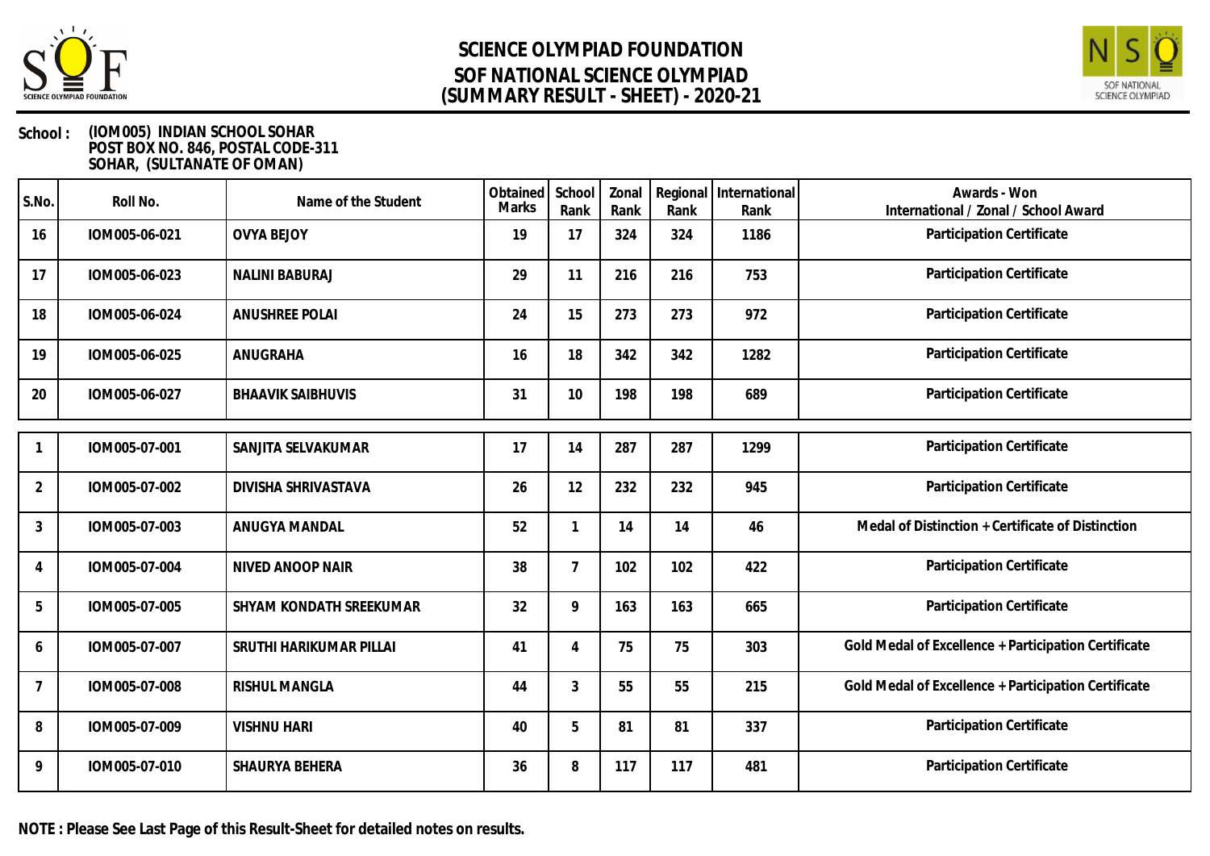# SCIENCE OLYMPIAD FOUNDATION
# SOF NATIONAL SCIENCE OLYMPIAD
# (SUMMARY RESULT - SHEET) - 2020-21

**School :** **(IOM005) INDIAN SCHOOL SOHAR**
**POST BOX NO. 846, POSTAL CODE-311**
**SOHAR, (SULTANATE OF OMAN)**

| S.No. | Roll No. | Name of the Student | Obtained Marks | School Rank | Zonal Rank | Regional Rank | International Rank | Awards - Won International / Zonal / School Award |
|---|---|---|---|---|---|---|---|---|
| 16 | IOM005-06-021 | OVYA BEJOY | 19 | 17 | 324 | 324 | 1186 | Participation Certificate |
| 17 | IOM005-06-023 | NALINI BABURAJ | 29 | 11 | 216 | 216 | 753 | Participation Certificate |
| 18 | IOM005-06-024 | ANUSHREE POLAI | 24 | 15 | 273 | 273 | 972 | Participation Certificate |
| 19 | IOM005-06-025 | ANUGRAHA | 16 | 18 | 342 | 342 | 1282 | Participation Certificate |
| 20 | IOM005-06-027 | BHAAVIK SAIBHUVIS | 31 | 10 | 198 | 198 | 689 | Participation Certificate |
| 1 | IOM005-07-001 | SANJITA SELVAKUMAR | 17 | 14 | 287 | 287 | 1299 | Participation Certificate |
| 2 | IOM005-07-002 | DIVISHA SHRIVASTAVA | 26 | 12 | 232 | 232 | 945 | Participation Certificate |
| 3 | IOM005-07-003 | ANUGYA MANDAL | 52 | 1 | 14 | 14 | 46 | Medal of Distinction + Certificate of Distinction |
| 4 | IOM005-07-004 | NIVED ANOOP NAIR | 38 | 7 | 102 | 102 | 422 | Participation Certificate |
| 5 | IOM005-07-005 | SHYAM KONDATH SREEKUMAR | 32 | 9 | 163 | 163 | 665 | Participation Certificate |
| 6 | IOM005-07-007 | SRUTHI HARIKUMAR PILLAI | 41 | 4 | 75 | 75 | 303 | Gold Medal of Excellence + Participation Certificate |
| 7 | IOM005-07-008 | RISHUL MANGLA | 44 | 3 | 55 | 55 | 215 | Gold Medal of Excellence + Participation Certificate |
| 8 | IOM005-07-009 | VISHNU HARI | 40 | 5 | 81 | 81 | 337 | Participation Certificate |
| 9 | IOM005-07-010 | SHAURYA BEHERA | 36 | 8 | 117 | 117 | 481 | Participation Certificate |

**NOTE : Please See Last Page of this Result-Sheet for detailed notes on results.**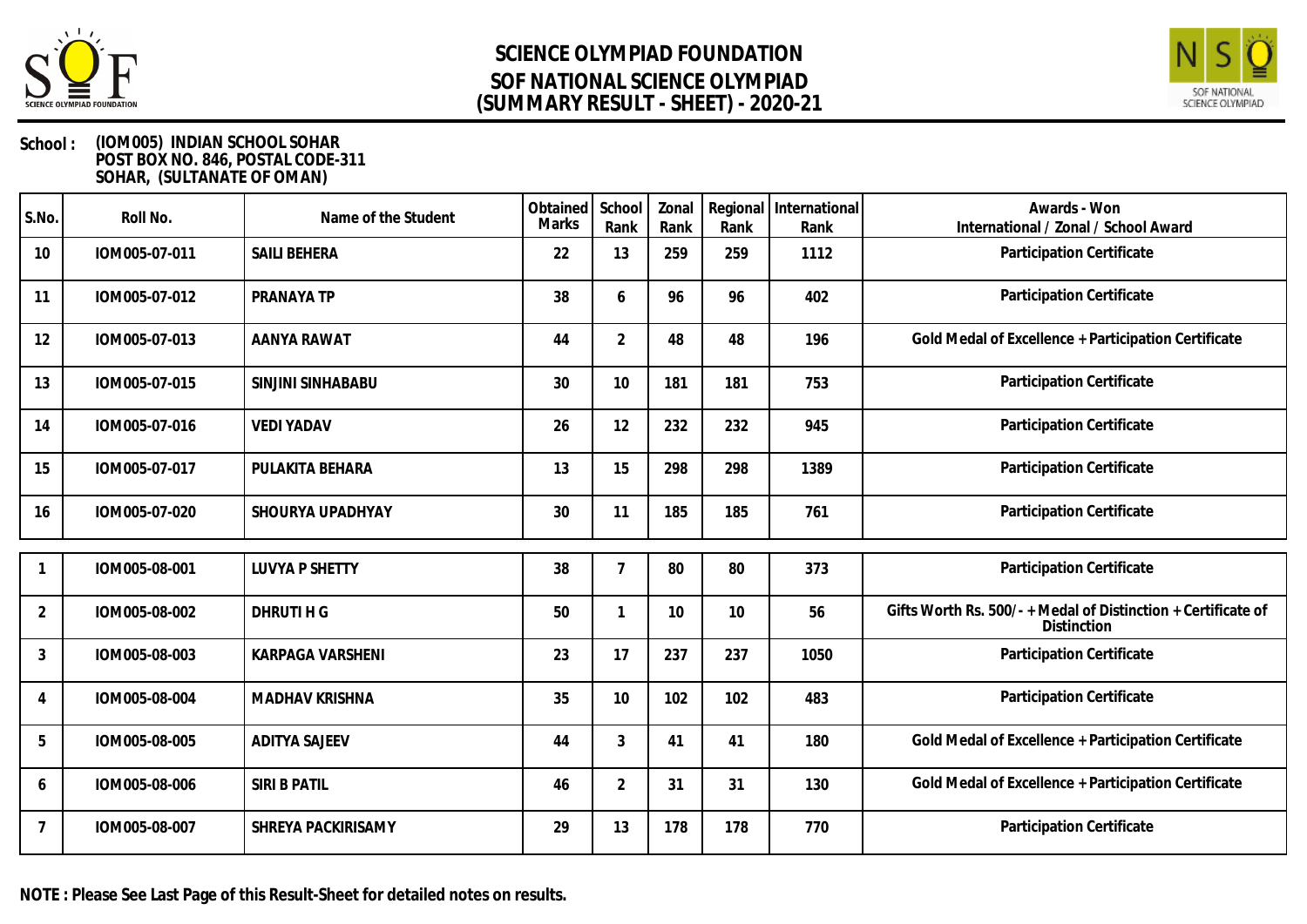# SCIENCE OLYMPIAD FOUNDATION
## SOF NATIONAL SCIENCE OLYMPIAD
## (SUMMARY RESULT - SHEET) - 2020-21

**School :** (IOM005) INDIAN SCHOOL SOHAR
POST BOX NO. 846, POSTAL CODE-311
SOHAR, (SULTANATE OF OMAN)

| S.No. | Roll No. | Name of the Student | Obtained Marks | School Rank | Zonal Rank | Regional Rank | International Rank | Awards - Won International / Zonal / School Award |
|---|---|---|---|---|---|---|---|---|
| 10 | IOM005-07-011 | SAILI BEHERA | 22 | 13 | 259 | 259 | 1112 | Participation Certificate |
| 11 | IOM005-07-012 | PRANAYA TP | 38 | 6 | 96 | 96 | 402 | Participation Certificate |
| 12 | IOM005-07-013 | AANYA RAWAT | 44 | 2 | 48 | 48 | 196 | Gold Medal of Excellence + Participation Certificate |
| 13 | IOM005-07-015 | SINJINI SINHABABU | 30 | 10 | 181 | 181 | 753 | Participation Certificate |
| 14 | IOM005-07-016 | VEDI YADAV | 26 | 12 | 232 | 232 | 945 | Participation Certificate |
| 15 | IOM005-07-017 | PULAKITA BEHARA | 13 | 15 | 298 | 298 | 1389 | Participation Certificate |
| 16 | IOM005-07-020 | SHOURYA UPADHYAY | 30 | 11 | 185 | 185 | 761 | Participation Certificate |
| 1 | IOM005-08-001 | LUVYA P SHETTY | 38 | 7 | 80 | 80 | 373 | Participation Certificate |
| 2 | IOM005-08-002 | DHRUTI H G | 50 | 1 | 10 | 10 | 56 | Gifts Worth Rs. 500/- + Medal of Distinction + Certificate of Distinction |
| 3 | IOM005-08-003 | KARPAGA VARSHENI | 23 | 17 | 237 | 237 | 1050 | Participation Certificate |
| 4 | IOM005-08-004 | MADHAV KRISHNA | 35 | 10 | 102 | 102 | 483 | Participation Certificate |
| 5 | IOM005-08-005 | ADITYA SAJEEV | 44 | 3 | 41 | 41 | 180 | Gold Medal of Excellence + Participation Certificate |
| 6 | IOM005-08-006 | SIRI B PATIL | 46 | 2 | 31 | 31 | 130 | Gold Medal of Excellence + Participation Certificate |
| 7 | IOM005-08-007 | SHREYA PACKIRISAMY | 29 | 13 | 178 | 178 | 770 | Participation Certificate |

**NOTE : Please See Last Page of this Result-Sheet for detailed notes on results.**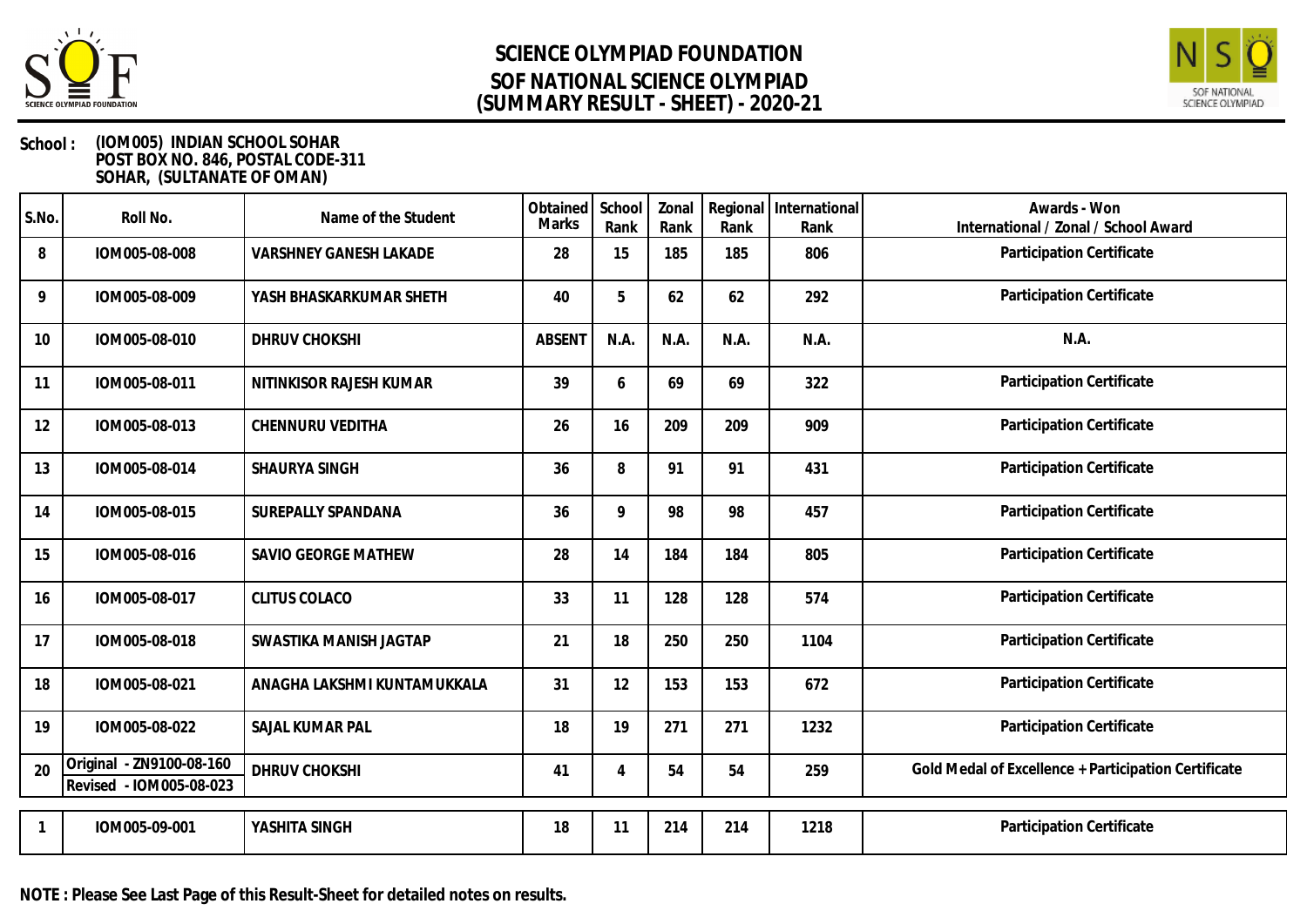# SCIENCE OLYMPIAD FOUNDATION
## SOF NATIONAL SCIENCE OLYMPIAD
## (SUMMARY RESULT - SHEET) - 2020-21

**School :** (IOM005) INDIAN SCHOOL SOHAR
POST BOX NO. 846, POSTAL CODE-311
SOHAR, (SULTANATE OF OMAN)

| S.No. | Roll No. | Name of the Student | Obtained Marks | School Rank | Zonal Rank | Regional Rank | International Rank | Awards - Won International / Zonal / School Award |
|---|---|---|---|---|---|---|---|---|
| 8 | IOM005-08-008 | VARSHNEY GANESH LAKADE | 28 | 15 | 185 | 185 | 806 | Participation Certificate |
| 9 | IOM005-08-009 | YASH BHASKARKUMAR SHETH | 40 | 5 | 62 | 62 | 292 | Participation Certificate |
| 10 | IOM005-08-010 | DHRUV CHOKSHI | ABSENT | N.A. | N.A. | N.A. | N.A. | N.A. |
| 11 | IOM005-08-011 | NITINKISOR RAJESH KUMAR | 39 | 6 | 69 | 69 | 322 | Participation Certificate |
| 12 | IOM005-08-013 | CHENNURU VEDITHA | 26 | 16 | 209 | 209 | 909 | Participation Certificate |
| 13 | IOM005-08-014 | SHAURYA SINGH | 36 | 8 | 91 | 91 | 431 | Participation Certificate |
| 14 | IOM005-08-015 | SUREPALLY SPANDANA | 36 | 9 | 98 | 98 | 457 | Participation Certificate |
| 15 | IOM005-08-016 | SAVIO GEORGE MATHEW | 28 | 14 | 184 | 184 | 805 | Participation Certificate |
| 16 | IOM005-08-017 | CLITUS COLACO | 33 | 11 | 128 | 128 | 574 | Participation Certificate |
| 17 | IOM005-08-018 | SWASTIKA MANISH JAGTAP | 21 | 18 | 250 | 250 | 1104 | Participation Certificate |
| 18 | IOM005-08-021 | ANAGHA LAKSHMI KUNTAMUKKALA | 31 | 12 | 153 | 153 | 672 | Participation Certificate |
| 19 | IOM005-08-022 | SAJAL KUMAR PAL | 18 | 19 | 271 | 271 | 1232 | Participation Certificate |
| 20 | Original - ZN9100-08-160 Revised - IOM005-08-023 | DHRUV CHOKSHI | 41 | 4 | 54 | 54 | 259 | Gold Medal of Excellence + Participation Certificate |
| 1 | IOM005-09-001 | YASHITA SINGH | 18 | 11 | 214 | 214 | 1218 | Participation Certificate |

**NOTE : Please See Last Page of this Result-Sheet for detailed notes on results.**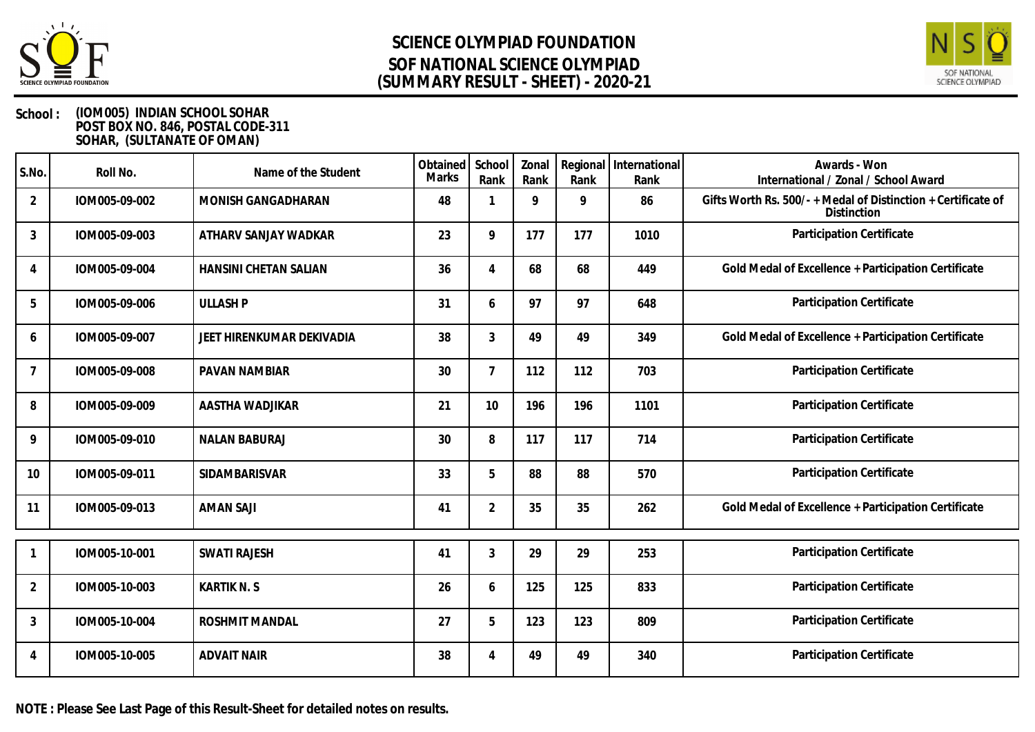# SCIENCE OLYMPIAD FOUNDATION
## SOF NATIONAL SCIENCE OLYMPIAD
## (SUMMARY RESULT - SHEET) - 2020-21

**School :** (IOM005) INDIAN SCHOOL SOHAR
POST BOX NO. 846, POSTAL CODE-311
SOHAR, (SULTANATE OF OMAN)

| S.No. | Roll No. | Name of the Student | Obtained Marks | School Rank | Zonal Rank | Regional Rank | International Rank | Awards - Won International / Zonal / School Award |
|---|---|---|---|---|---|---|---|---|
| 2 | IOM005-09-002 | MONISH GANGADHARAN | 48 | 1 | 9 | 9 | 86 | Gifts Worth Rs. 500/- + Medal of Distinction + Certificate of Distinction |
| 3 | IOM005-09-003 | ATHARV SANJAY WADKAR | 23 | 9 | 177 | 177 | 1010 | Participation Certificate |
| 4 | IOM005-09-004 | HANSINI CHETAN SALIAN | 36 | 4 | 68 | 68 | 449 | Gold Medal of Excellence + Participation Certificate |
| 5 | IOM005-09-006 | ULLASH P | 31 | 6 | 97 | 97 | 648 | Participation Certificate |
| 6 | IOM005-09-007 | JEET HIRENKUMAR DEKIVADIA | 38 | 3 | 49 | 49 | 349 | Gold Medal of Excellence + Participation Certificate |
| 7 | IOM005-09-008 | PAVAN NAMBIAR | 30 | 7 | 112 | 112 | 703 | Participation Certificate |
| 8 | IOM005-09-009 | AASTHA WADJIKAR | 21 | 10 | 196 | 196 | 1101 | Participation Certificate |
| 9 | IOM005-09-010 | NALAN BABURAJ | 30 | 8 | 117 | 117 | 714 | Participation Certificate |
| 10 | IOM005-09-011 | SIDAMBARISVAR | 33 | 5 | 88 | 88 | 570 | Participation Certificate |
| 11 | IOM005-09-013 | AMAN SAJI | 41 | 2 | 35 | 35 | 262 | Gold Medal of Excellence + Participation Certificate |
| 1 | IOM005-10-001 | SWATI RAJESH | 41 | 3 | 29 | 29 | 253 | Participation Certificate |
| 2 | IOM005-10-003 | KARTIK N. S | 26 | 6 | 125 | 125 | 833 | Participation Certificate |
| 3 | IOM005-10-004 | ROSHMIT MANDAL | 27 | 5 | 123 | 123 | 809 | Participation Certificate |
| 4 | IOM005-10-005 | ADVAIT NAIR | 38 | 4 | 49 | 49 | 340 | Participation Certificate |

**NOTE : Please See Last Page of this Result-Sheet for detailed notes on results.**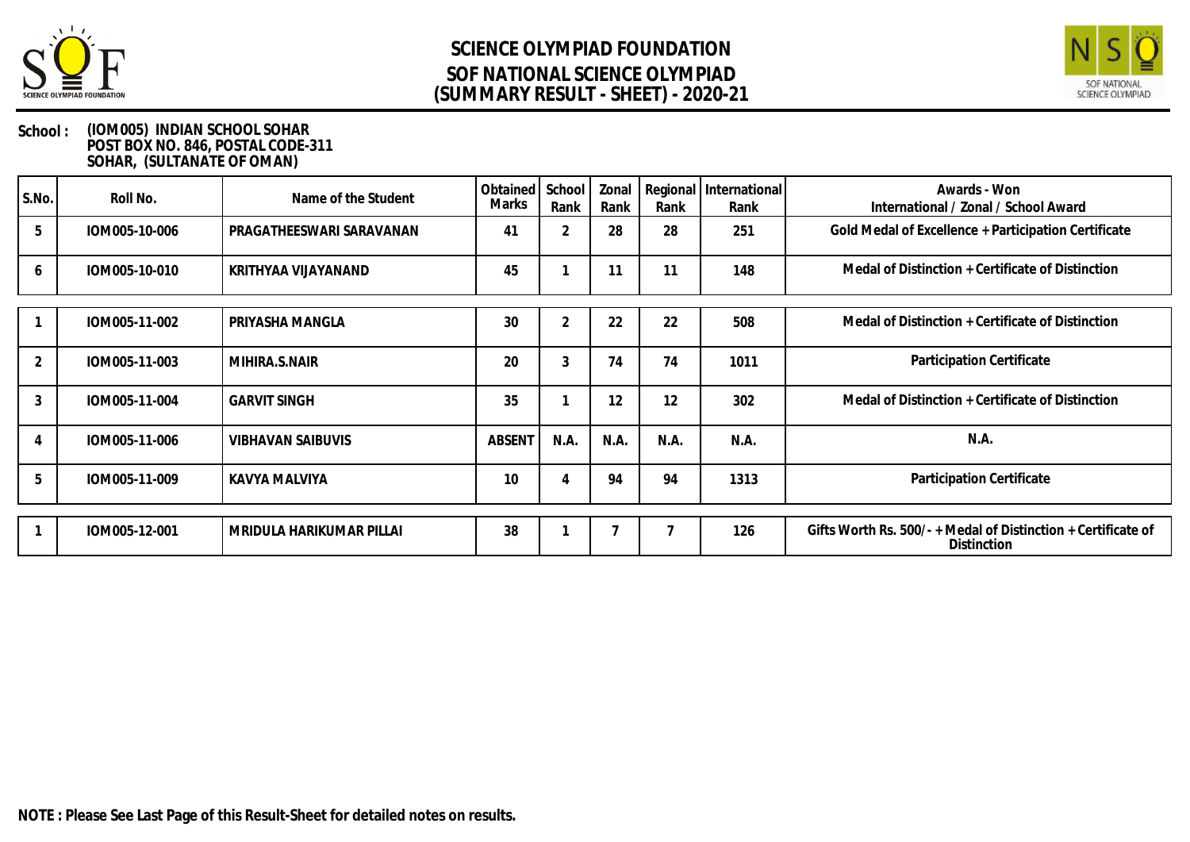# SCIENCE OLYMPIAD FOUNDATION
## SOF NATIONAL SCIENCE OLYMPIAD
## (SUMMARY RESULT - SHEET) - 2020-21

**School :** (IOM005) INDIAN SCHOOL SOHAR
POST BOX NO. 846, POSTAL CODE-311
SOHAR, (SULTANATE OF OMAN)

| S.No. | Roll No. | Name of the Student | Obtained Marks | School Rank | Zonal Rank | Regional Rank | International Rank | Awards - Won International / Zonal / School Award |
|---|---|---|---|---|---|---|---|---|
| 5 | IOM005-10-006 | PRAGATHEESWARI SARAVANAN | 41 | 2 | 28 | 28 | 251 | Gold Medal of Excellence + Participation Certificate |
| 6 | IOM005-10-010 | KRITHYAA VIJAYANAND | 45 | 1 | 11 | 11 | 148 | Medal of Distinction + Certificate of Distinction |
| 1 | IOM005-11-002 | PRIYASHA MANGLA | 30 | 2 | 22 | 22 | 508 | Medal of Distinction + Certificate of Distinction |
| 2 | IOM005-11-003 | MIHIRA.S.NAIR | 20 | 3 | 74 | 74 | 1011 | Participation Certificate |
| 3 | IOM005-11-004 | GARVIT SINGH | 35 | 1 | 12 | 12 | 302 | Medal of Distinction + Certificate of Distinction |
| 4 | IOM005-11-006 | VIBHAVAN SAIBUVIS | ABSENT | N.A. | N.A. | N.A. | N.A. | N.A. |
| 5 | IOM005-11-009 | KAVYA MALVIYA | 10 | 4 | 94 | 94 | 1313 | Participation Certificate |
| 1 | IOM005-12-001 | MRIDULA HARIKUMAR PILLAI | 38 | 1 | 7 | 7 | 126 | Gifts Worth Rs. 500/- + Medal of Distinction + Certificate of Distinction |

**NOTE : Please See Last Page of this Result-Sheet for detailed notes on results.**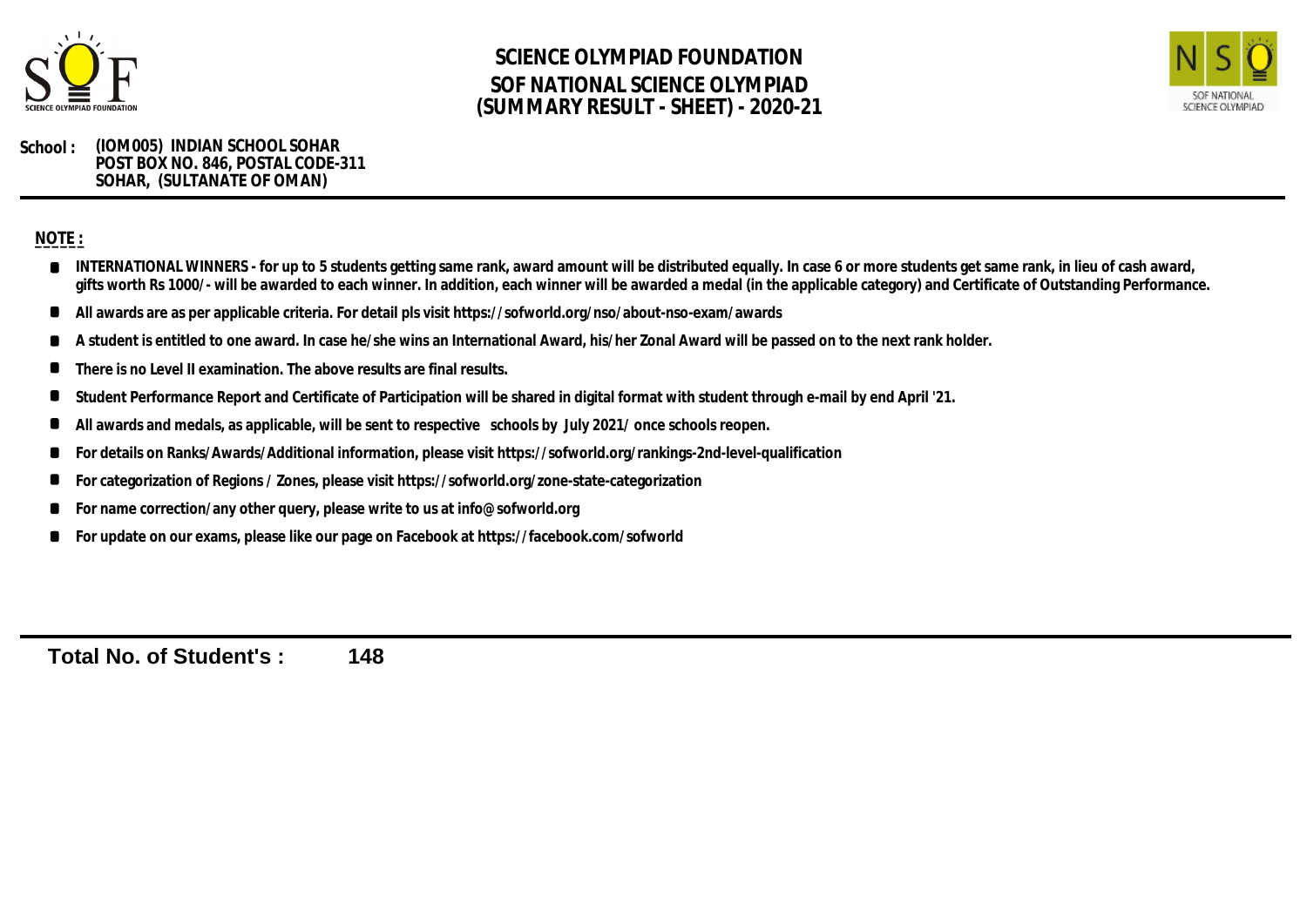# SCIENCE OLYMPIAD FOUNDATION
## SOF NATIONAL SCIENCE OLYMPIAD
## (SUMMARY RESULT - SHEET) - 2020-21

**School :** **(IOM005) INDIAN SCHOOL SOHAR**
**POST BOX NO. 846, POSTAL CODE-311**
**SOHAR, (SULTANATE OF OMAN)**

**NOTE :**

- **INTERNATIONAL WINNERS - for up to 5 students getting same rank, award amount will be distributed equally. In case 6 or more students get same rank, in lieu of cash award, gifts worth Rs 1000/- will be awarded to each winner. In addition, each winner will be awarded a medal (in the applicable category) and Certificate of Outstanding Performance.**
- **All awards are as per applicable criteria. For detail pls visit https://sofworld.org/nso/about-nso-exam/awards**
- **A student is entitled to one award. In case he/she wins an International Award, his/her Zonal Award will be passed on to the next rank holder.**
- **There is no Level II examination. The above results are final results.**
- **Student Performance Report and Certificate of Participation will be shared in digital format with student through e-mail by end April '21.**
- **All awards and medals, as applicable, will be sent to respective schools by July 2021/ once schools reopen.**
- **For details on Ranks/Awards/Additional information, please visit https://sofworld.org/rankings-2nd-level-qualification**
- **For categorization of Regions / Zones, please visit https://sofworld.org/zone-state-categorization**
- **For name correction/any other query, please write to us at info@sofworld.org**
- **For update on our exams, please like our page on Facebook at https://facebook.com/sofworld**

**Total No. of Student's : 148**